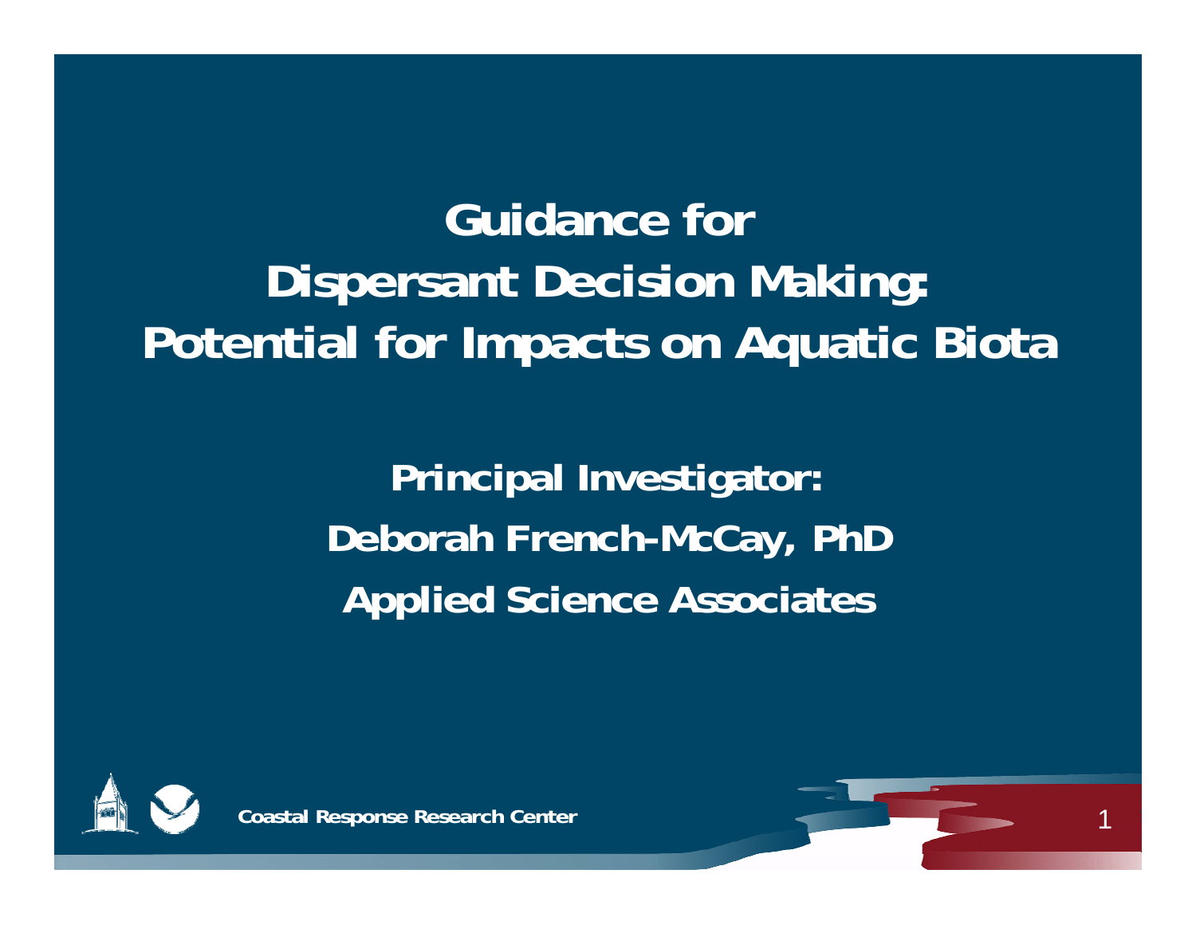# Guidance for Dispersant Decision Making: Potential for Impacts on Aquatic Biota

**Principal Investigator:**

**Deborah French-McCay, PhD**

**Applied Science Associates**

Coastal Response Research Center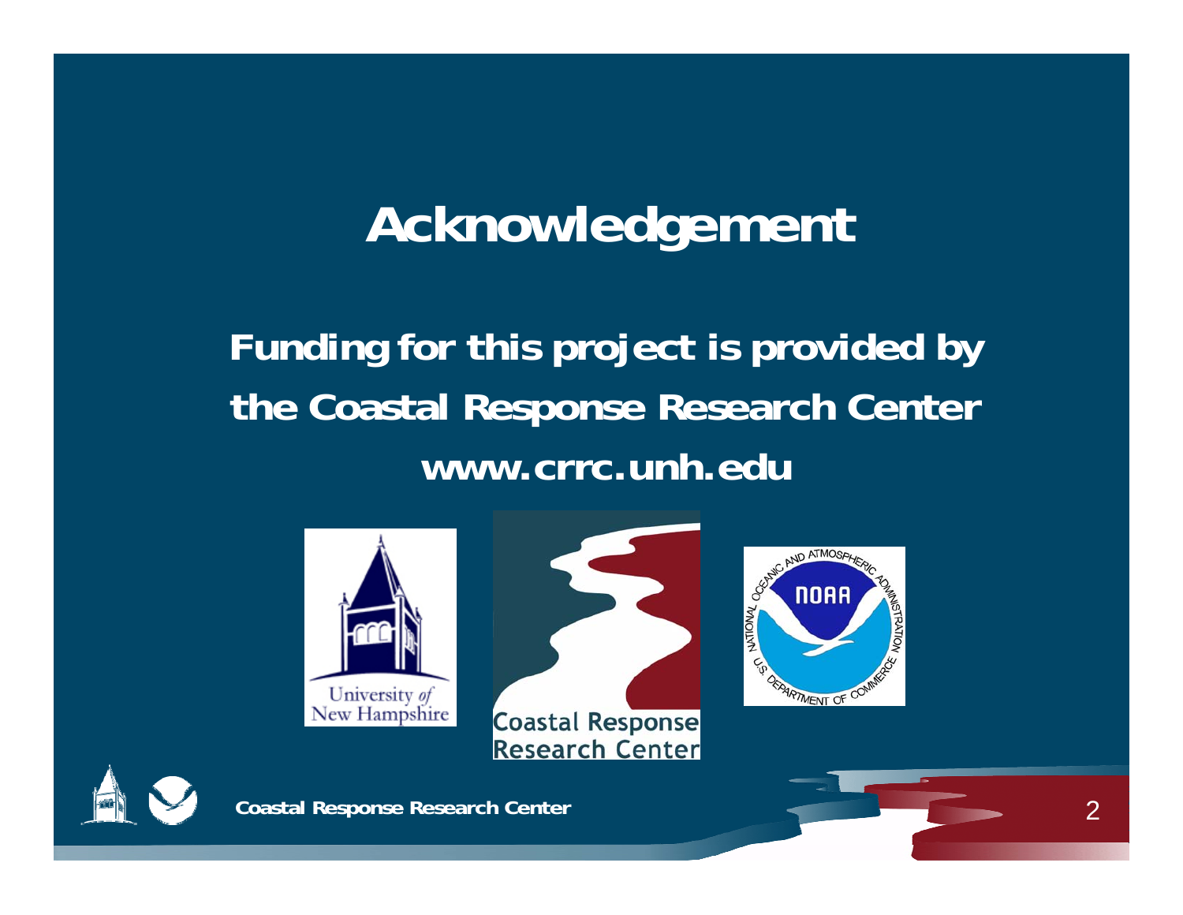# Acknowledgement

**Funding for this project is provided by the Coastal Response Research Center**

**www.crrc.unh.edu**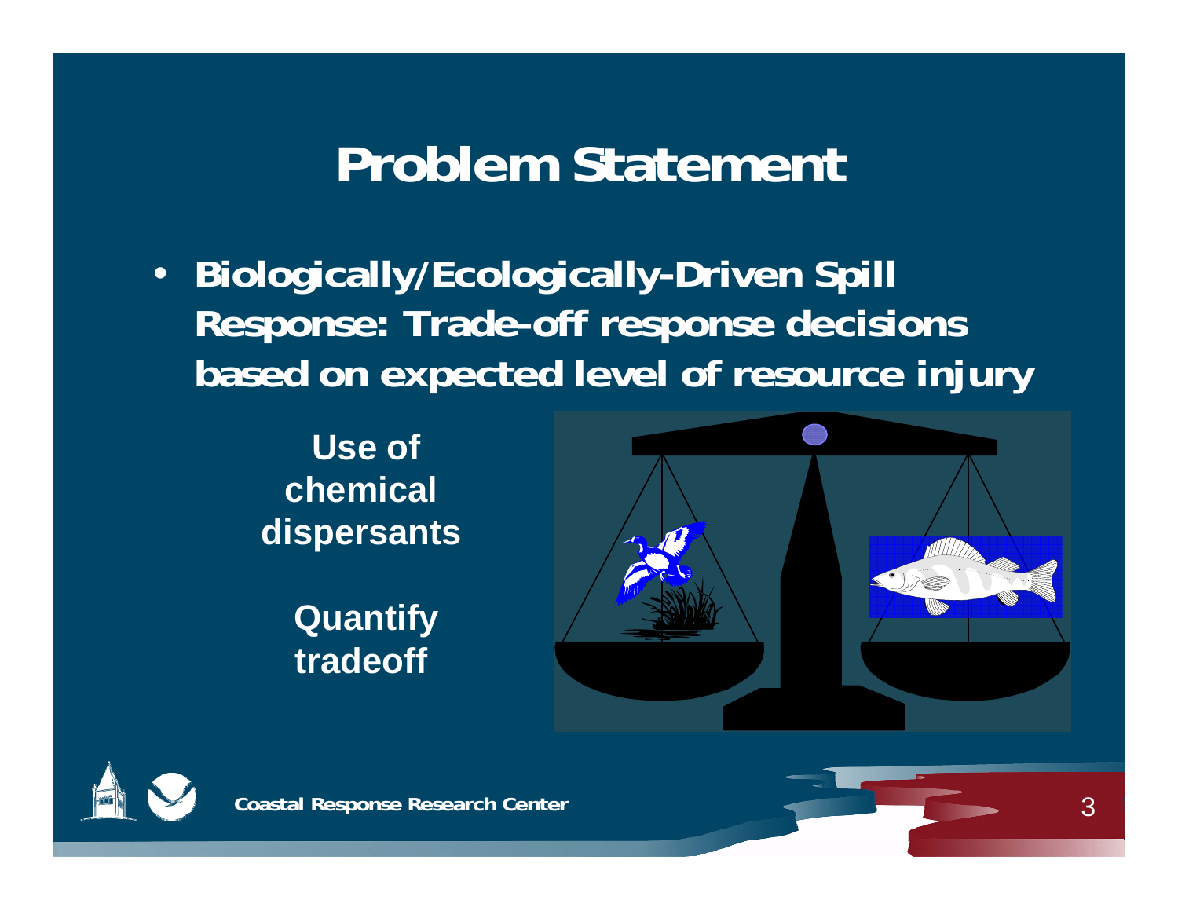# Problem Statement

- **Biologically/Ecologically-Driven Spill Response: Trade-off response decisions based on expected level of resource injury**

**Use of chemical dispersants**

**Quantify tradeoff**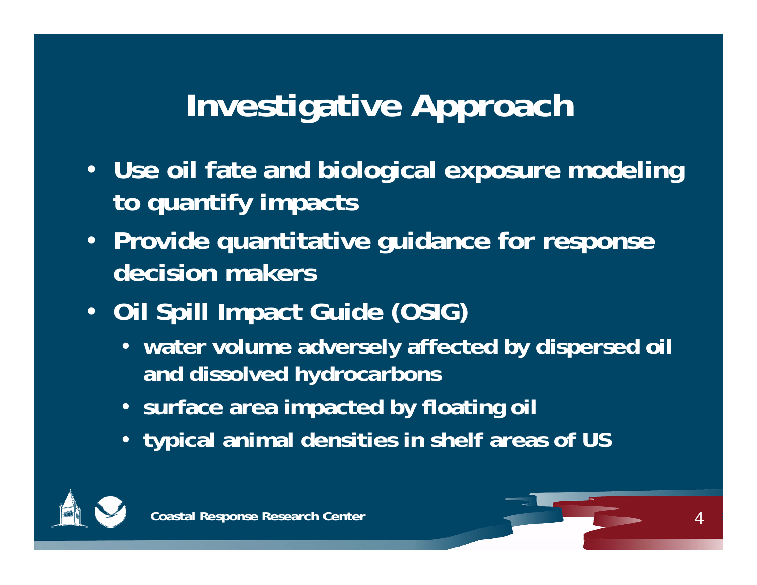# Investigative Approach

- Use oil fate and biological exposure modeling to quantify impacts
- Provide quantitative guidance for response decision makers
- Oil Spill Impact Guide (OSIG)
  - water volume adversely affected by dispersed oil and dissolved hydrocarbons
  - surface area impacted by floating oil
  - typical animal densities in shelf areas of US

Coastal Response Research Center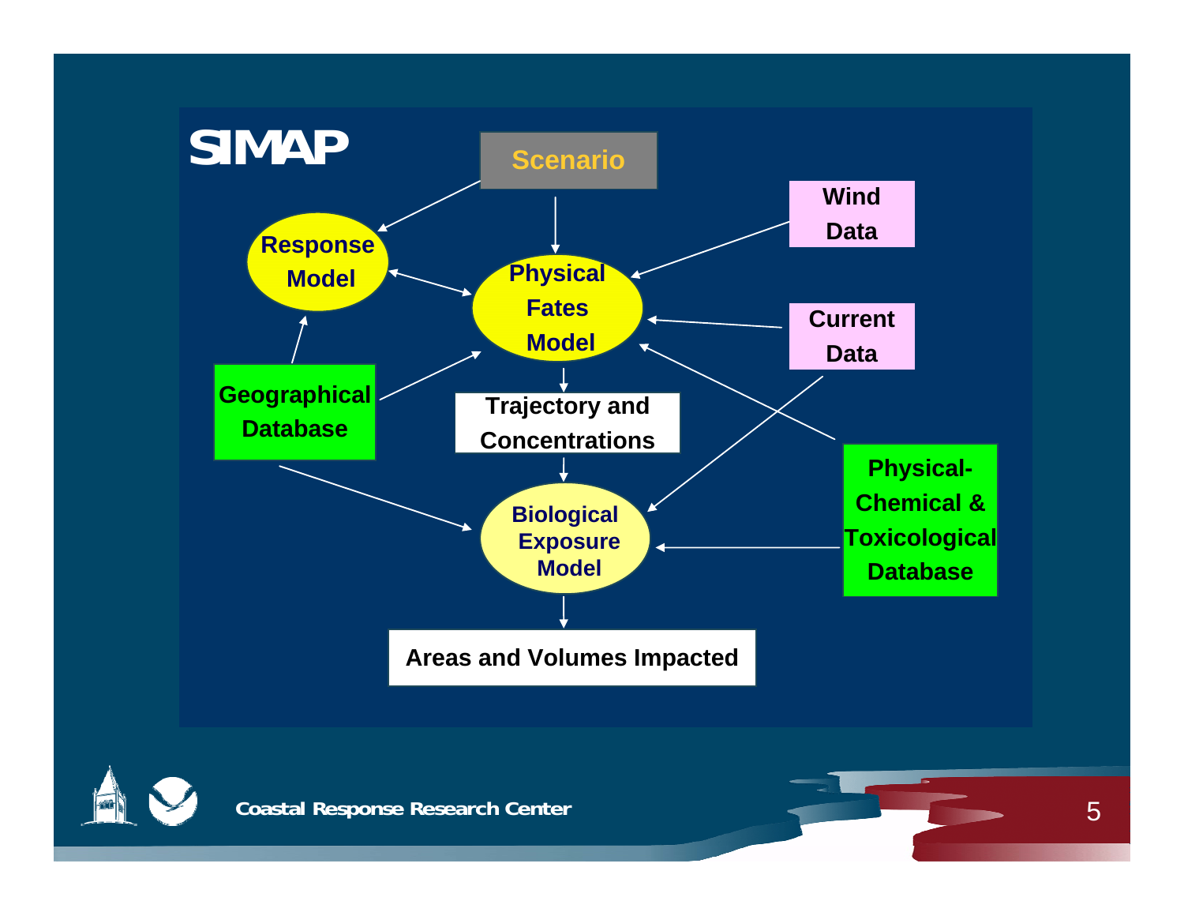# SIMAP

Scenario

Response Model

Physical Fates Model

Wind Data

Current Data

Geographical Database

Trajectory and Concentrations

Physical-Chemical & Toxicological Database

Biological Exposure Model

Areas and Volumes Impacted

Coastal Response Research Center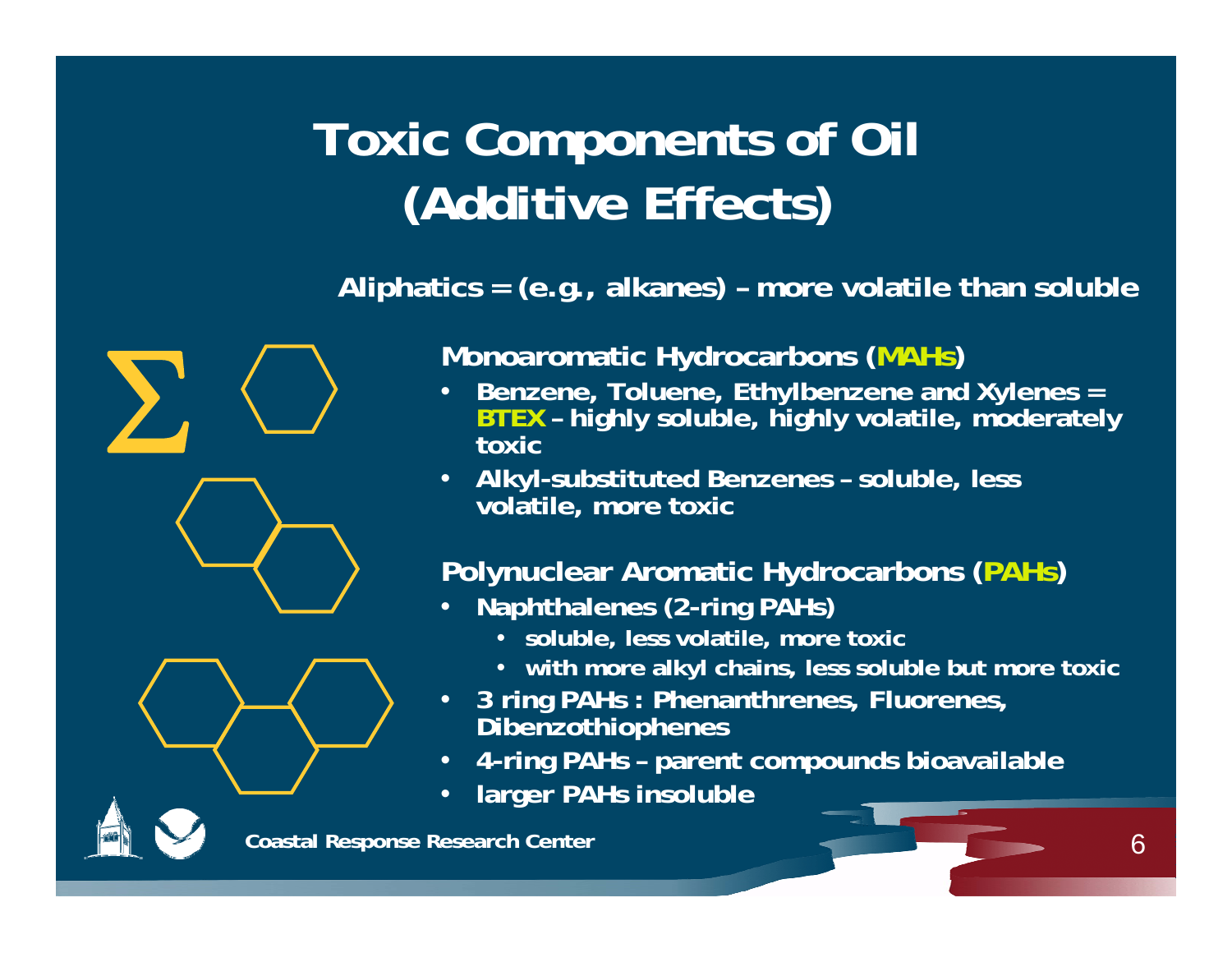# Toxic Components of Oil (Additive Effects)

**Aliphatics = (e.g., alkanes) – more volatile than soluble**

**Monoaromatic Hydrocarbons (MAHs)**

- **Benzene, Toluene, Ethylbenzene and Xylenes = BTEX – highly soluble, highly volatile, moderately toxic**
- **Alkyl-substituted Benzenes – soluble, less volatile, more toxic**

**Polynuclear Aromatic Hydrocarbons (PAHs)**

- **Naphthalenes (2-ring PAHs)**
  - **soluble, less volatile, more toxic**
  - **with more alkyl chains, less soluble but more toxic**
- **3 ring PAHs : Phenanthrenes, Fluorenes, Dibenzothiophenes**
- **4-ring PAHs – parent compounds bioavailable**
- **larger PAHs insoluble**

**Coastal Response Research Center**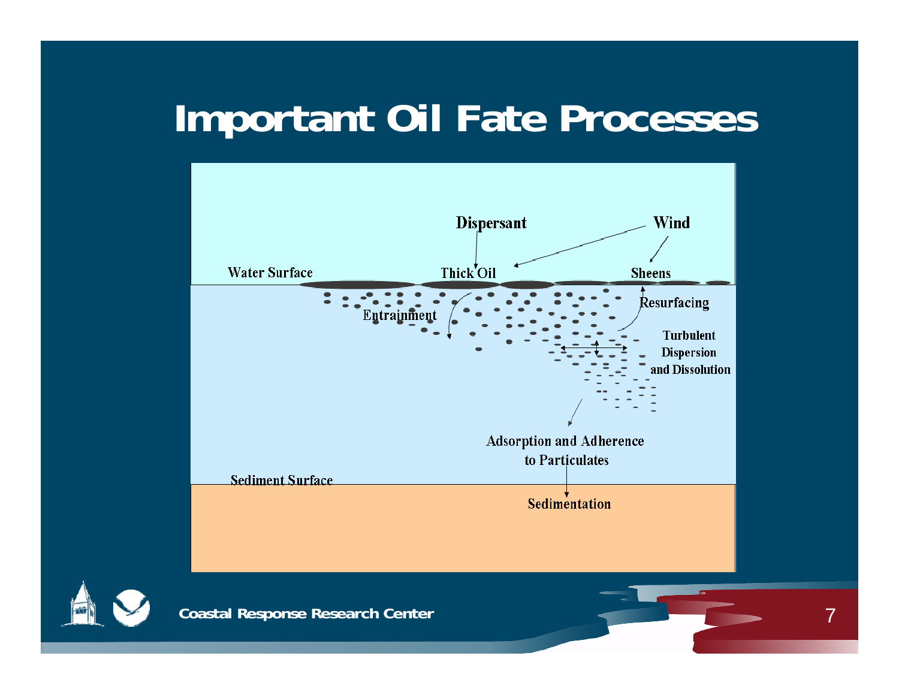# Important Oil Fate Processes

Dispersant

Wind

Water Surface

Thick Oil

Sheens

Resurfacing

Entrainment

Turbulent Dispersion and Dissolution

Adsorption and Adherence to Particulates

Sediment Surface

Sedimentation

Coastal Response Research Center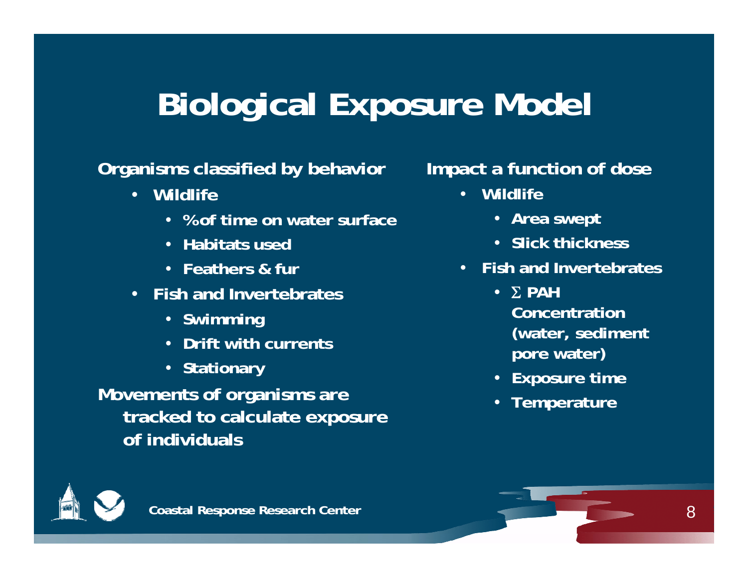# Biological Exposure Model

**Organisms classified by behavior**

- **Wildlife**
  - **% of time on water surface**
  - **Habitats used**
  - **Feathers & fur**
- **Fish and Invertebrates**
  - **Swimming**
  - **Drift with currents**
  - **Stationary**

**Movements of organisms are tracked to calculate exposure of individuals**

**Impact a function of dose**

- **Wildlife**
  - **Area swept**
  - **Slick thickness**
- **Fish and Invertebrates**
  - **$\Sigma$ PAH Concentration (water, sediment pore water)**
  - **Exposure time**
  - **Temperature**

**Coastal Response Research Center**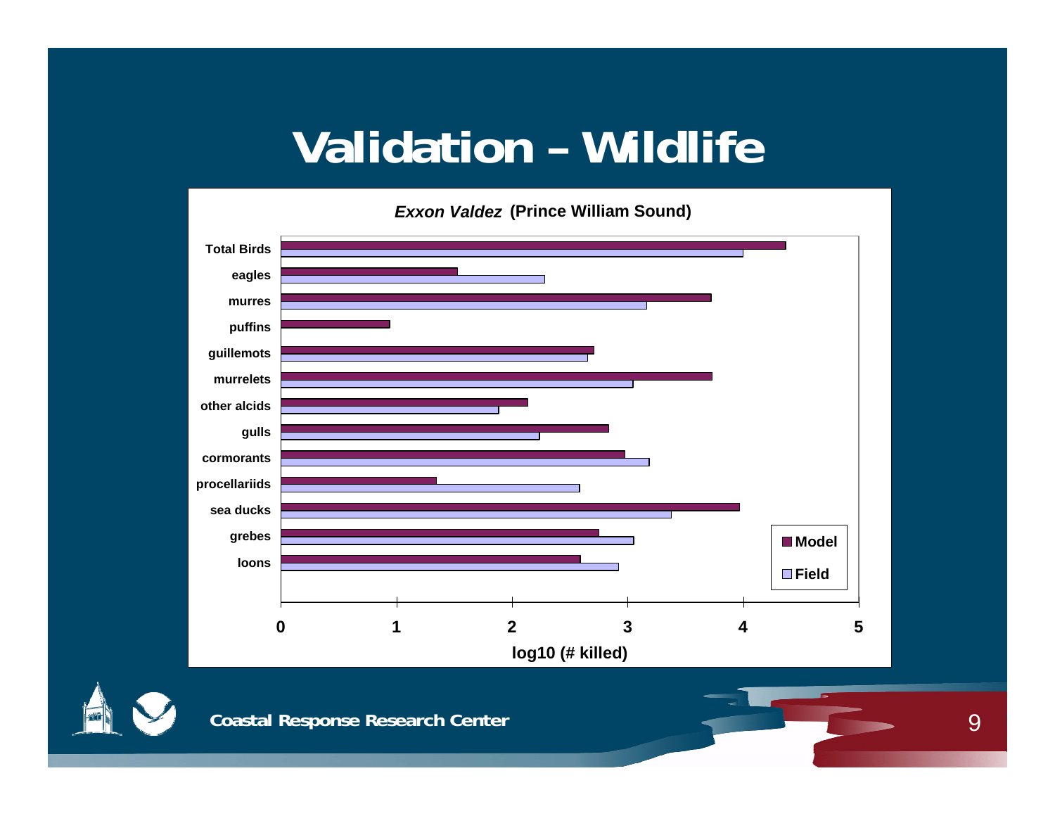# Validation – Wildlife

*Exxon Valdez* (Prince William Sound)

| | Model | Field |
|---|---|---|
| Total Birds | | |
| eagles | | |
| murres | | |
| puffins | | |
| guillemots | | |
| murrelets | | |
| other alcids | | |
| gulls | | |
| cormorants | | |
| procellariids | | |
| sea ducks | | |
| grebes | | |
| loons | | |

log10 (# killed)

Coastal Response Research Center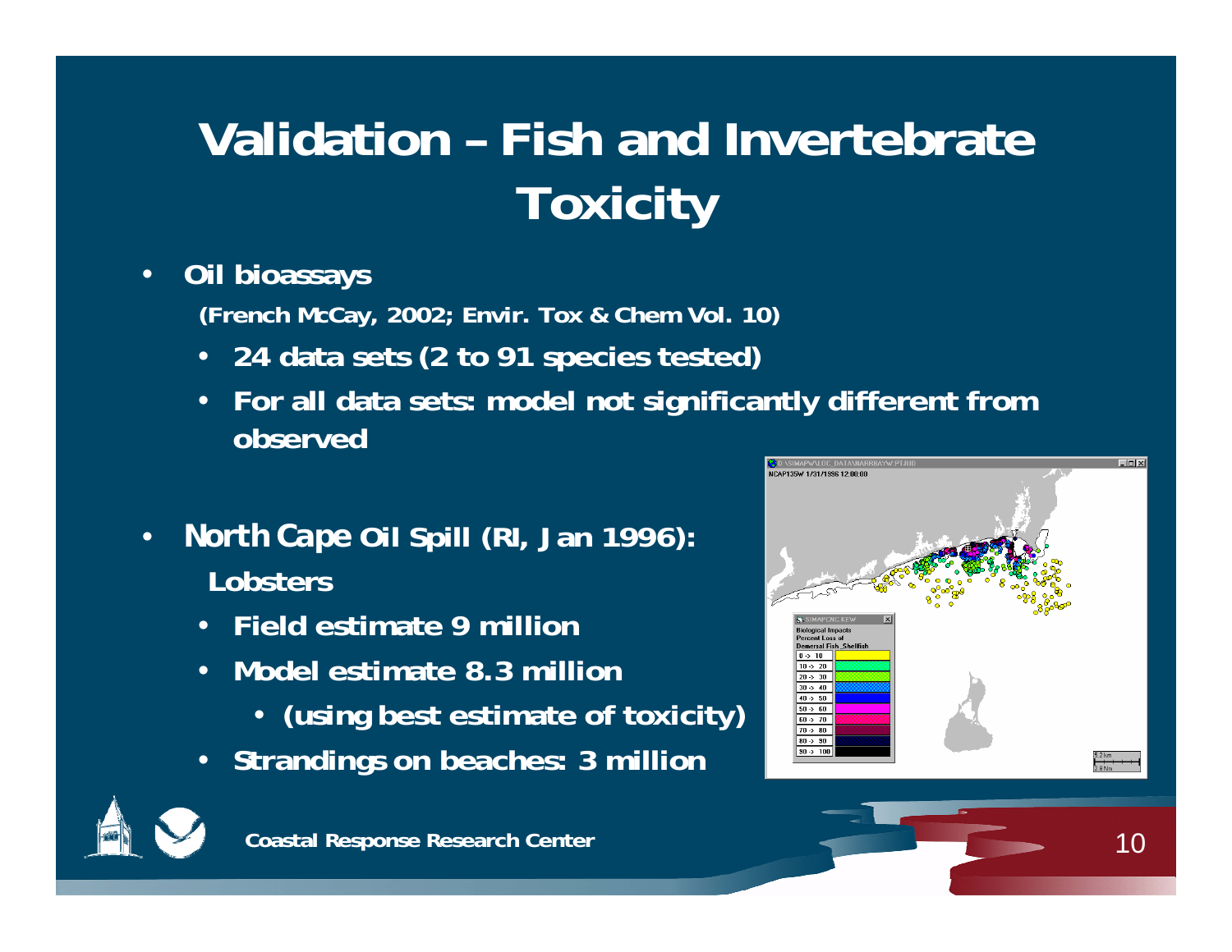# Validation – Fish and Invertebrate Toxicity

- **Oil bioassays**

  **(French McCay, 2002; Envir. Tox & Chem Vol. 10)**

  - **24 data sets (2 to 91 species tested)**
  - **For all data sets: model not significantly different from observed**

- ***North Cape* Oil Spill (RI, Jan 1996):**

  **Lobsters**

  - **Field estimate 9 million**
  - **Model estimate 8.3 million**
    - **(using best estimate of toxicity)**
  - **Strandings on beaches: 3 million**

Coastal Response Research Center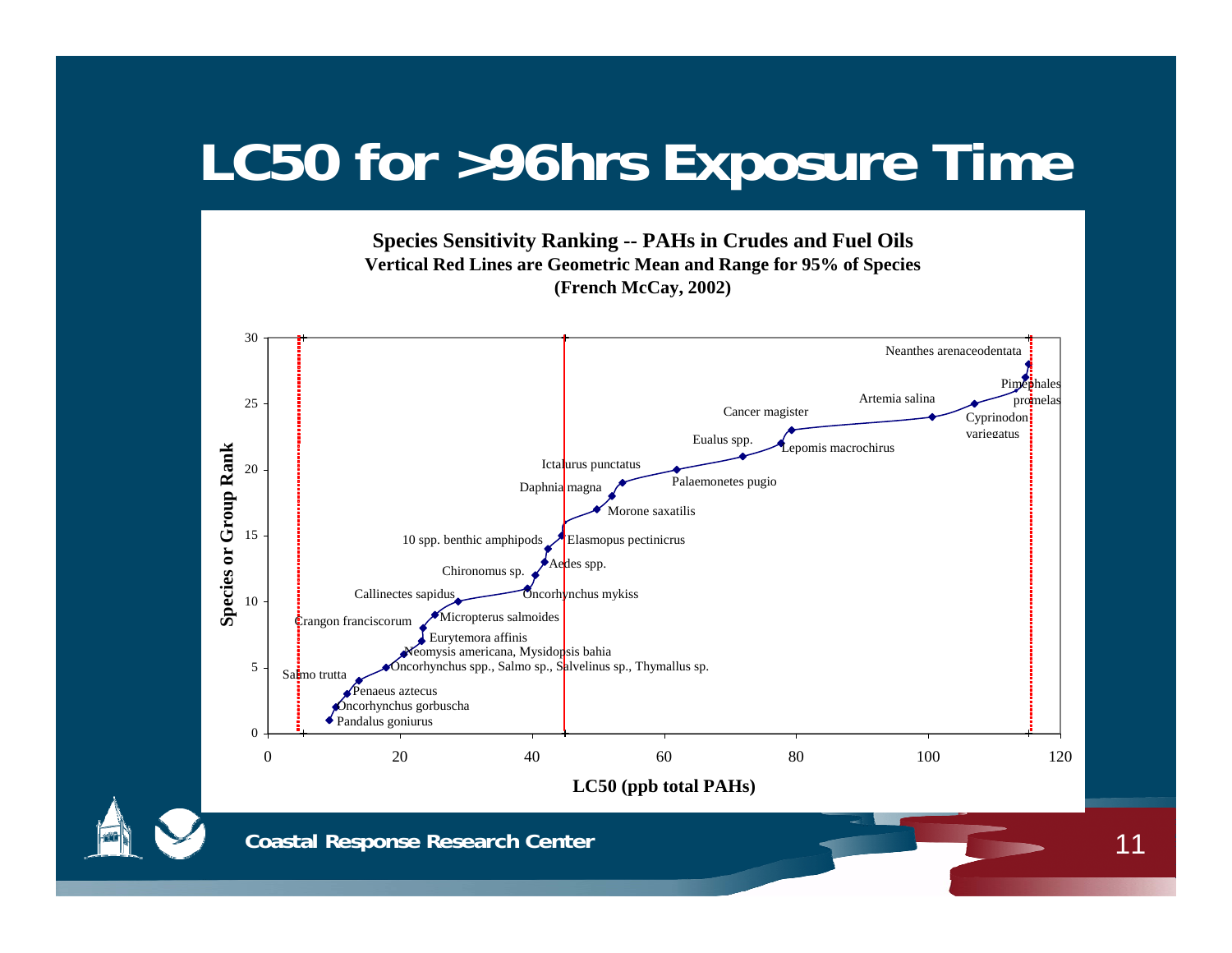# LC50 for >96hrs Exposure Time

**Species Sensitivity Ranking -- PAHs in Crudes and Fuel Oils**
**Vertical Red Lines are Geometric Mean and Range for 95% of Species**
**(French McCay, 2002)**

Neanthes arenaceodentata
Pimephales promelas
Artemia salina
Cyprinodon variegatus
Cancer magister
Eualus spp.
Lepomis macrochirus
Ictalurus punctatus
Palaemonetes pugio
Daphnia magna
Morone saxatilis
10 spp. benthic amphipods
Elasmopus pectinicrus
Aedes spp.
Chironomus sp.
Callinectes sapidus
Oncorhynchus mykiss
Crangon franciscorum
Micropterus salmoides
Eurytemora affinis
Neomysis americana, Mysidopsis bahia
Oncorhynchus spp., Salmo sp., Salvelinus sp., Thymallus sp.
Salmo trutta
Penaeus aztecus
Oncorhynchus gorbuscha
Pandalus goniurus

Species or Group Rank (0–30)

LC50 (ppb total PAHs) (0–120)

Coastal Response Research Center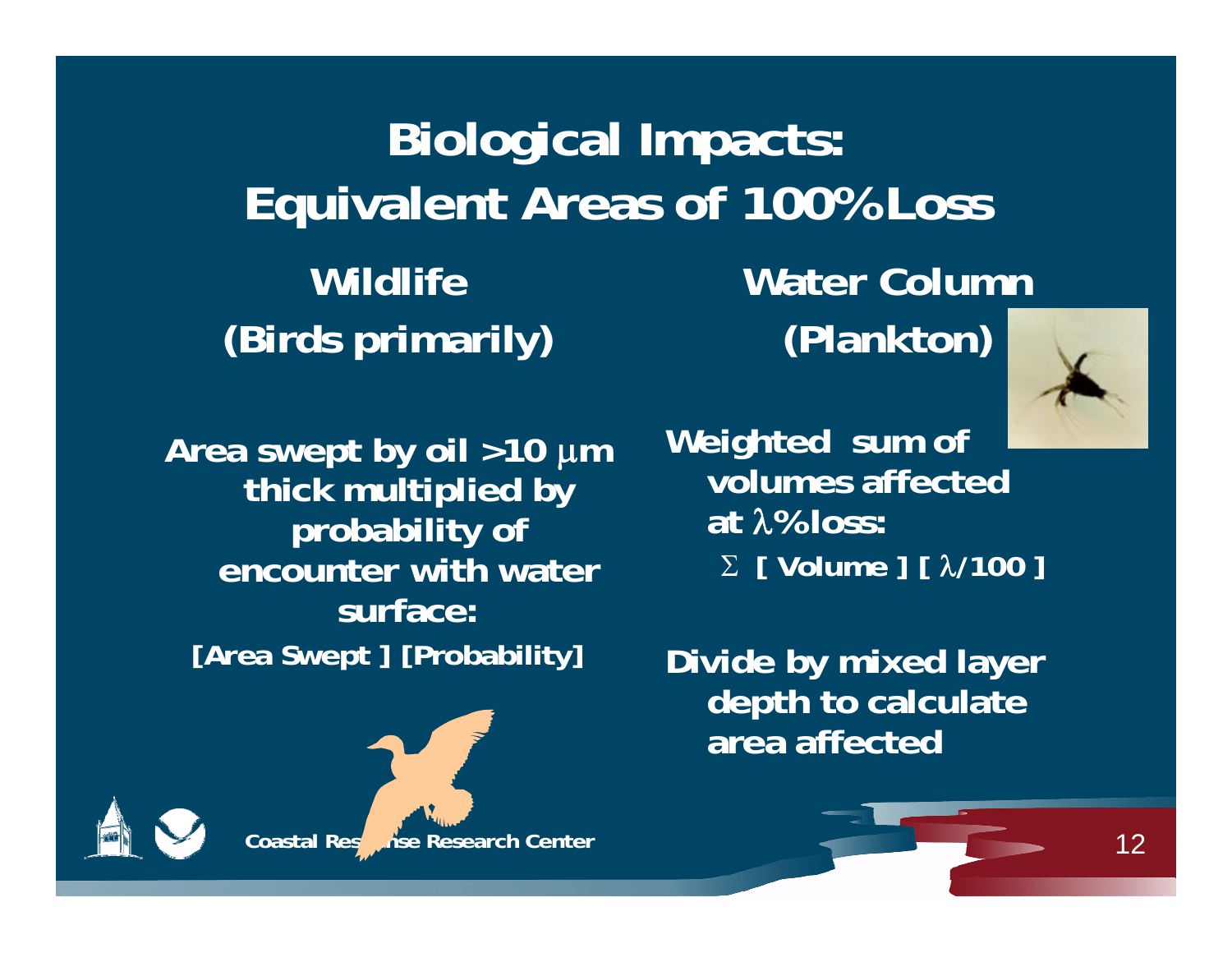# Biological Impacts: Equivalent Areas of 100% Loss

## Wildlife (Birds primarily)

Area swept by oil >10 µm thick multiplied by probability of encounter with water surface:

[Area Swept ] [Probability]

## Water Column (Plankton)

Weighted sum of volumes affected at $\lambda$% loss:

$\Sigma$ [ Volume ] [ $\lambda$/100 ]

Divide by mixed layer depth to calculate area affected

Coastal Response Research Center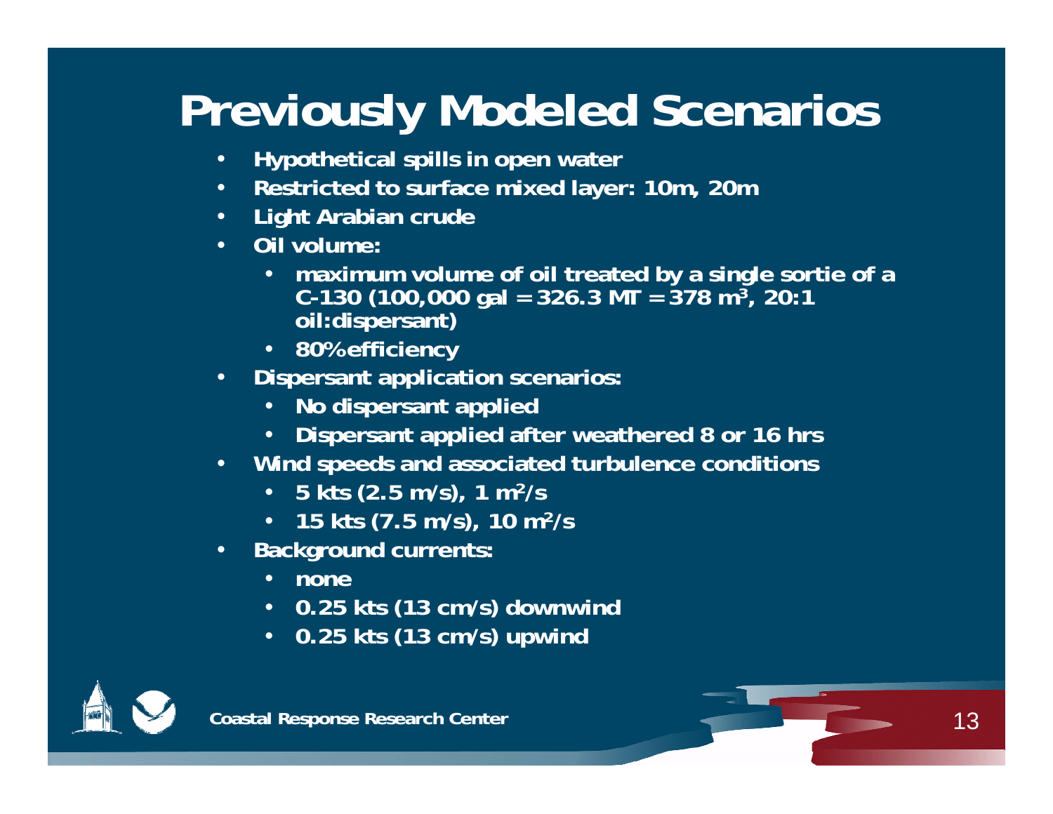# Previously Modeled Scenarios

- Hypothetical spills in open water
- Restricted to surface mixed layer: 10m, 20m
- Light Arabian crude
- Oil volume:
  - maximum volume of oil treated by a single sortie of a C-130 (100,000 gal = 326.3 MT = 378 $m^3$, 20:1 oil:dispersant)
  - 80% efficiency
- Dispersant application scenarios:
  - No dispersant applied
  - Dispersant applied after weathered 8 or 16 hrs
- Wind speeds and associated turbulence conditions
  - 5 kts (2.5 m/s), 1 $m^2$/s
  - 15 kts (7.5 m/s), 10 $m^2$/s
- Background currents:
  - none
  - 0.25 kts (13 cm/s) downwind
  - 0.25 kts (13 cm/s) upwind

Coastal Response Research Center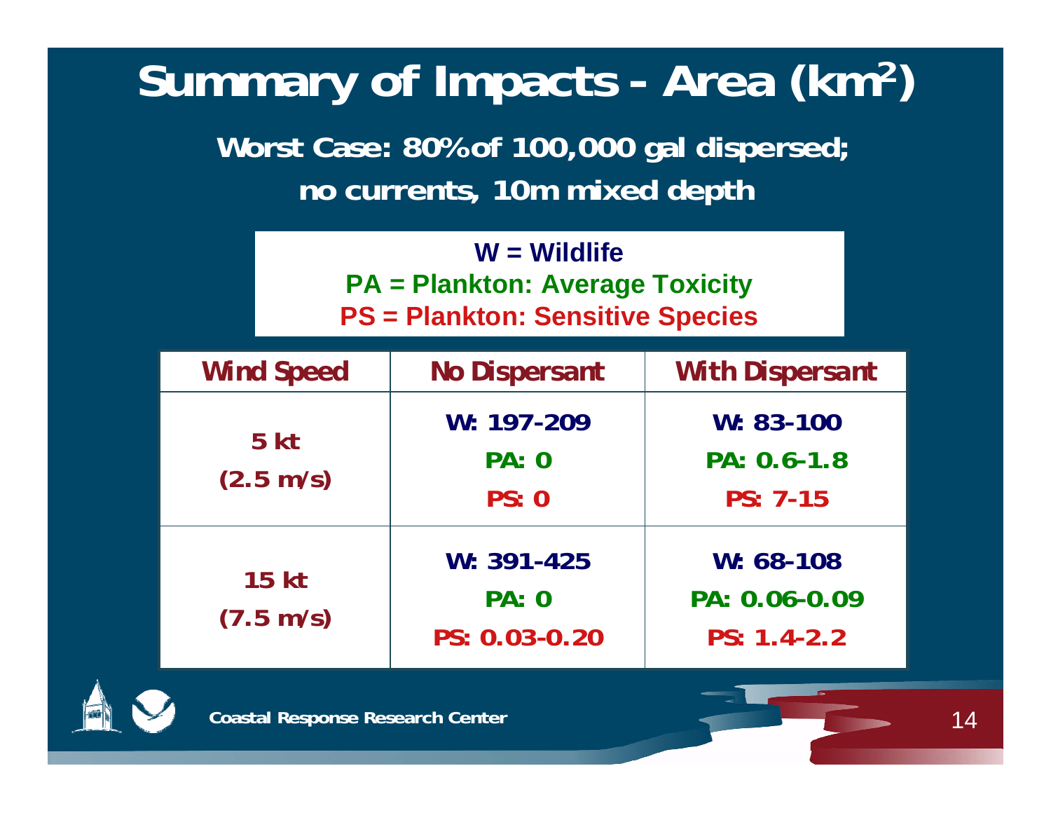# Summary of Impacts - Area ($km^2$)

**Worst Case: 80% of 100,000 gal dispersed; no currents, 10m mixed depth**

**W = Wildlife**
**PA = Plankton: Average Toxicity**
**PS = Plankton: Sensitive Species**

| Wind Speed | No Dispersant | With Dispersant |
|---|---|---|
| 5 kt (2.5 m/s) | W: 197-209<br>PA: 0<br>PS: 0 | W: 83-100<br>PA: 0.6-1.8<br>PS: 7-15 |
| 15 kt (7.5 m/s) | W: 391-425<br>PA: 0<br>PS: 0.03-0.20 | W: 68-108<br>PA: 0.06-0.09<br>PS: 1.4-2.2 |

Coastal Response Research Center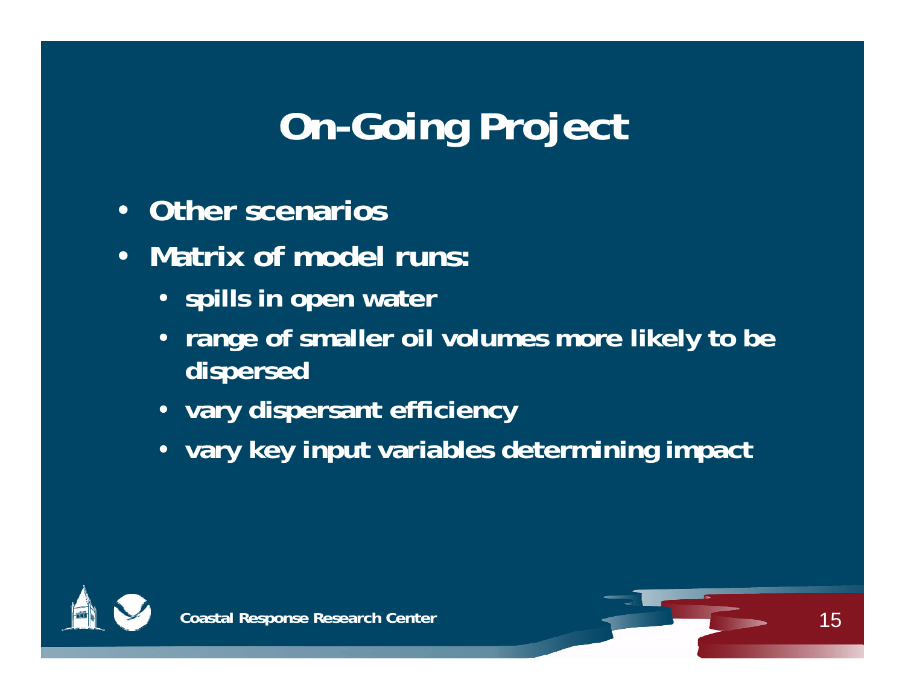# On-Going Project

- Other scenarios
- Matrix of model runs:
  - spills in open water
  - range of smaller oil volumes more likely to be dispersed
  - vary dispersant efficiency
  - vary key input variables determining impact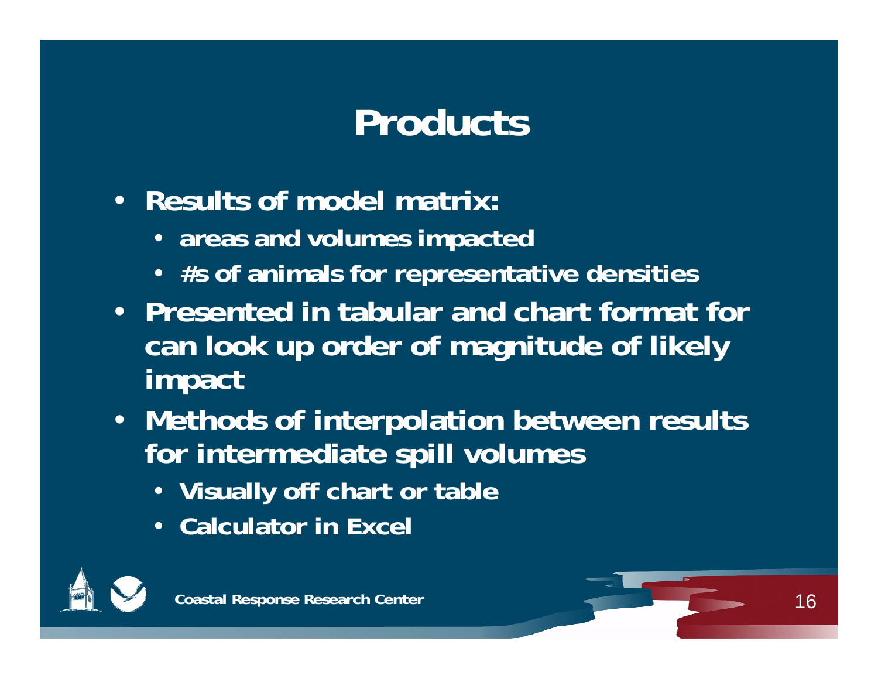# Products

- Results of model matrix:
  - areas and volumes impacted
  - #s of animals for representative densities
- Presented in tabular and chart format for can look up order of magnitude of likely impact
- Methods of interpolation between results for intermediate spill volumes
  - Visually off chart or table
  - Calculator in Excel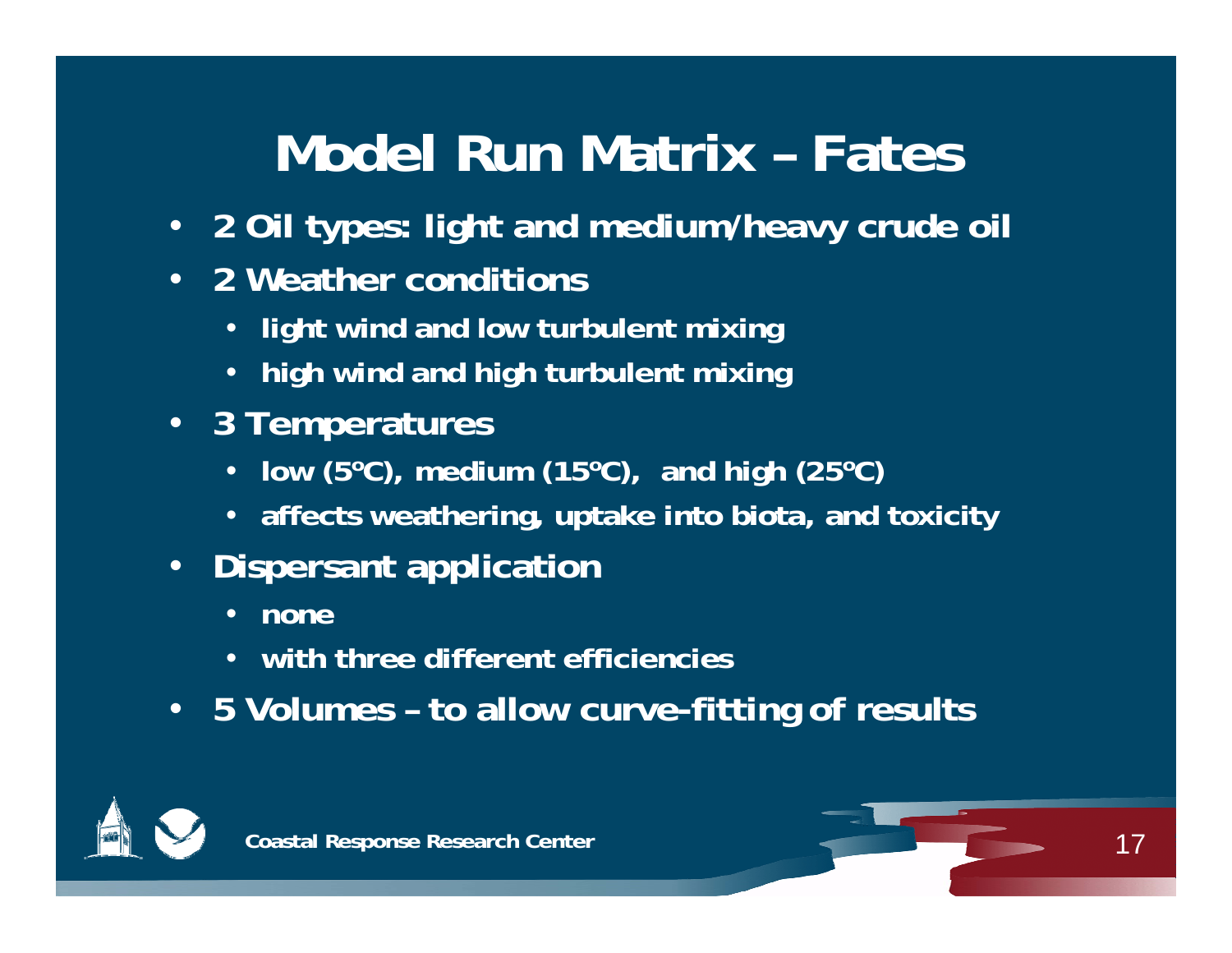# Model Run Matrix – Fates

- 2 Oil types: light and medium/heavy crude oil
- 2 Weather conditions
  - light wind and low turbulent mixing
  - high wind and high turbulent mixing
- 3 Temperatures
  - low (5ºC), medium (15ºC), and high (25ºC)
  - affects weathering, uptake into biota, and toxicity
- Dispersant application
  - none
  - with three different efficiencies
- 5 Volumes – to allow curve-fitting of results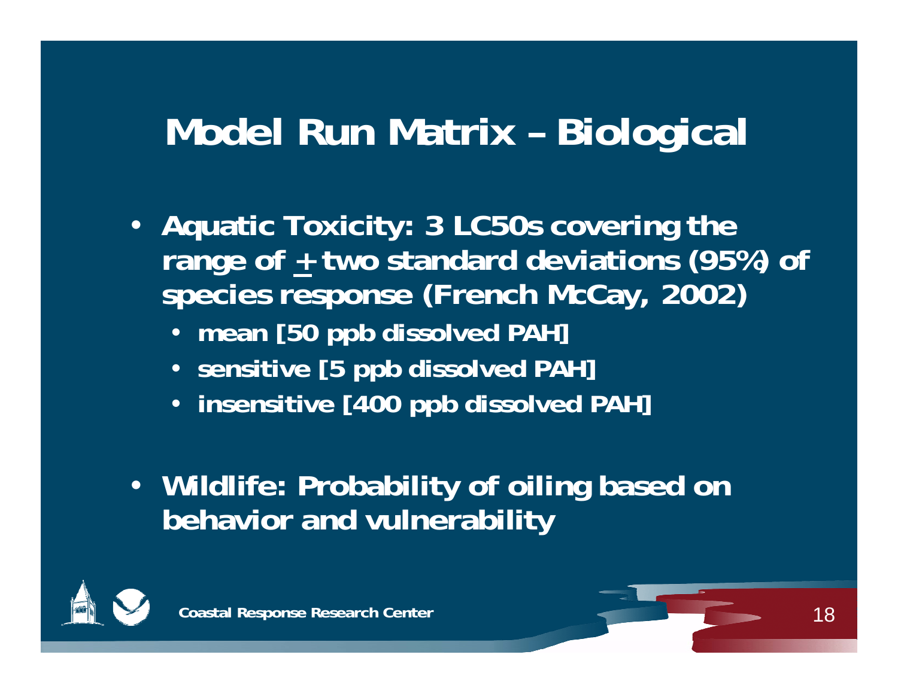# Model Run Matrix – Biological

- **Aquatic Toxicity: 3 LC50s covering the range of ± two standard deviations (95%) of species response (French McCay, 2002)**
  - **mean [50 ppb dissolved PAH]**
  - **sensitive [5 ppb dissolved PAH]**
  - **insensitive [400 ppb dissolved PAH]**

- **Wildlife: Probability of oiling based on behavior and vulnerability**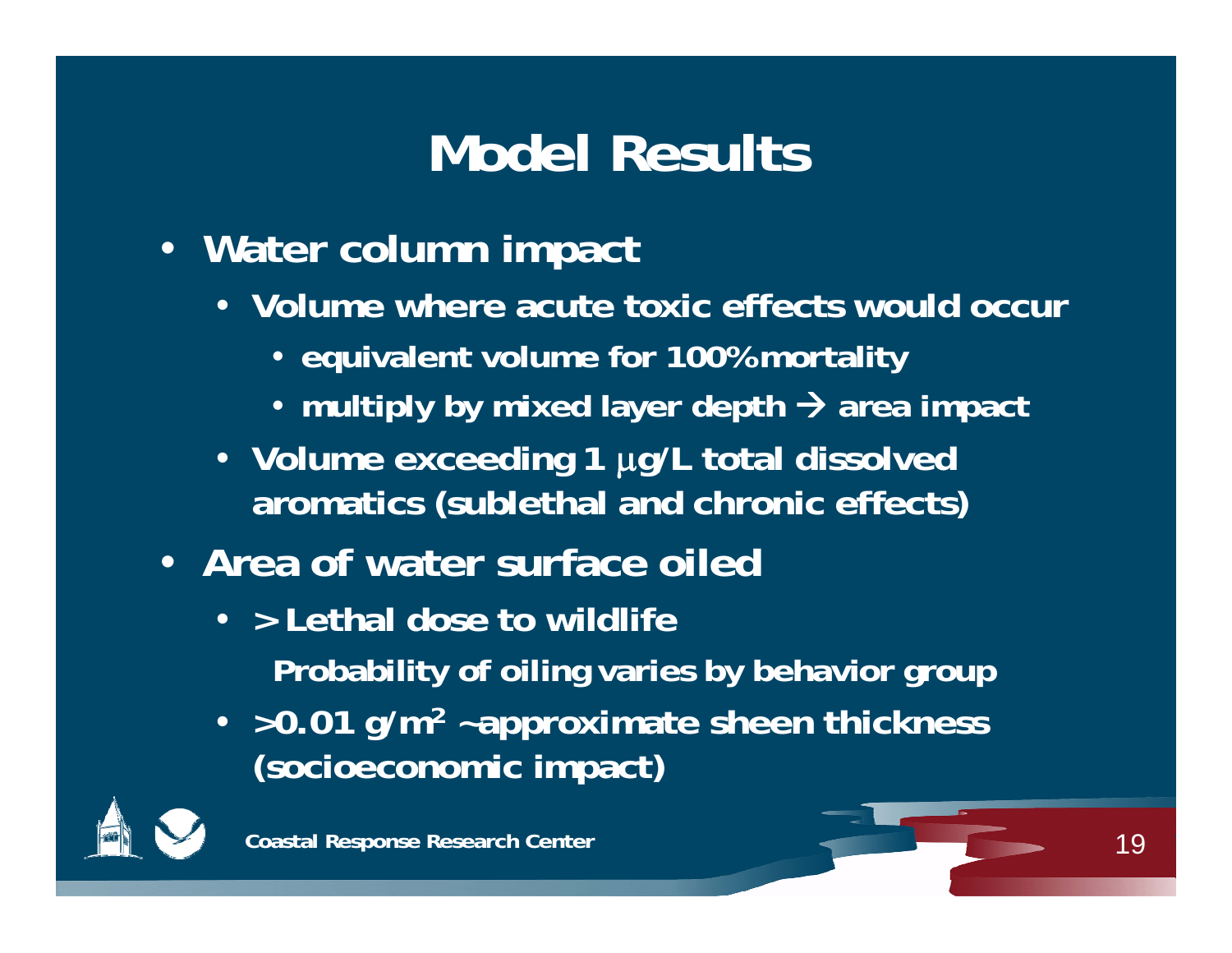# Model Results

- **Water column impact**
  - **Volume where acute toxic effects would occur**
    - **equivalent volume for 100% mortality**
    - **multiply by mixed layer depth → area impact**
  - **Volume exceeding 1 μg/L total dissolved aromatics (sublethal and chronic effects)**
- **Area of water surface oiled**
  - **> Lethal dose to wildlife**

    **Probability of oiling varies by behavior group**
  - **>0.01 g/m$^2$ ~approximate sheen thickness (socioeconomic impact)**

**Coastal Response Research Center**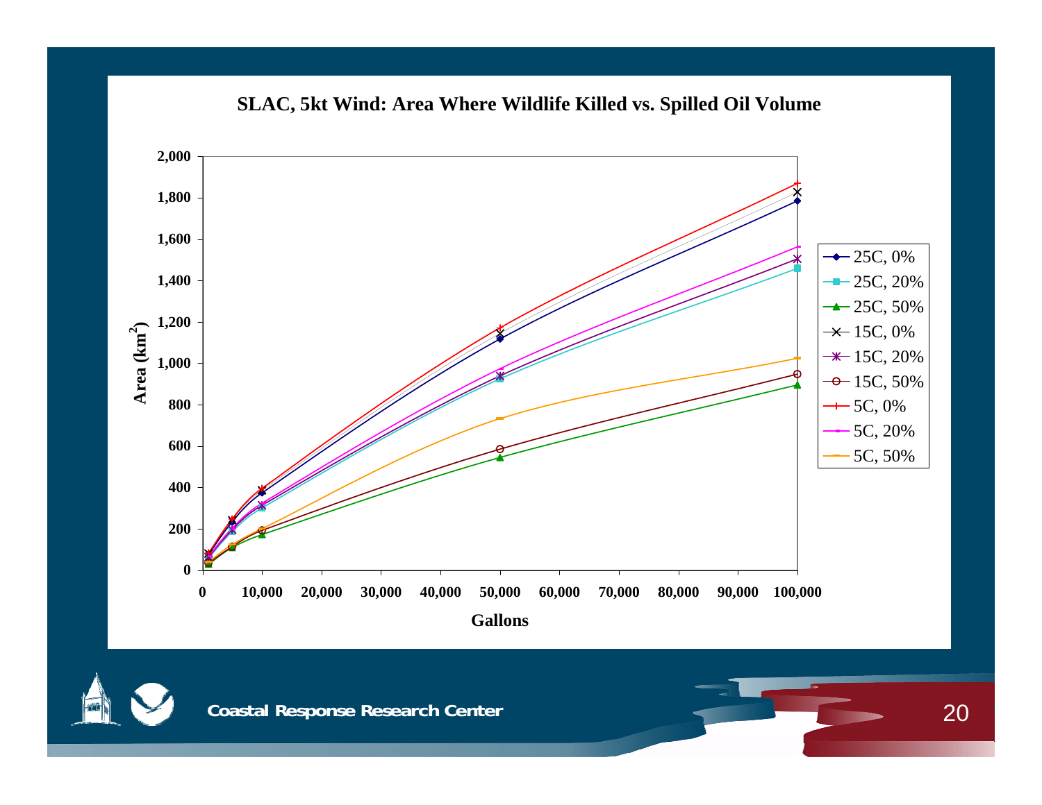## SLAC, 5kt Wind: Area Where Wildlife Killed vs. Spilled Oil Volume

Area ($km^2$)

Gallons

- 25C, 0%
- 25C, 20%
- 25C, 50%
- 15C, 0%
- 15C, 20%
- 15C, 50%
- 5C, 0%
- 5C, 20%
- 5C, 50%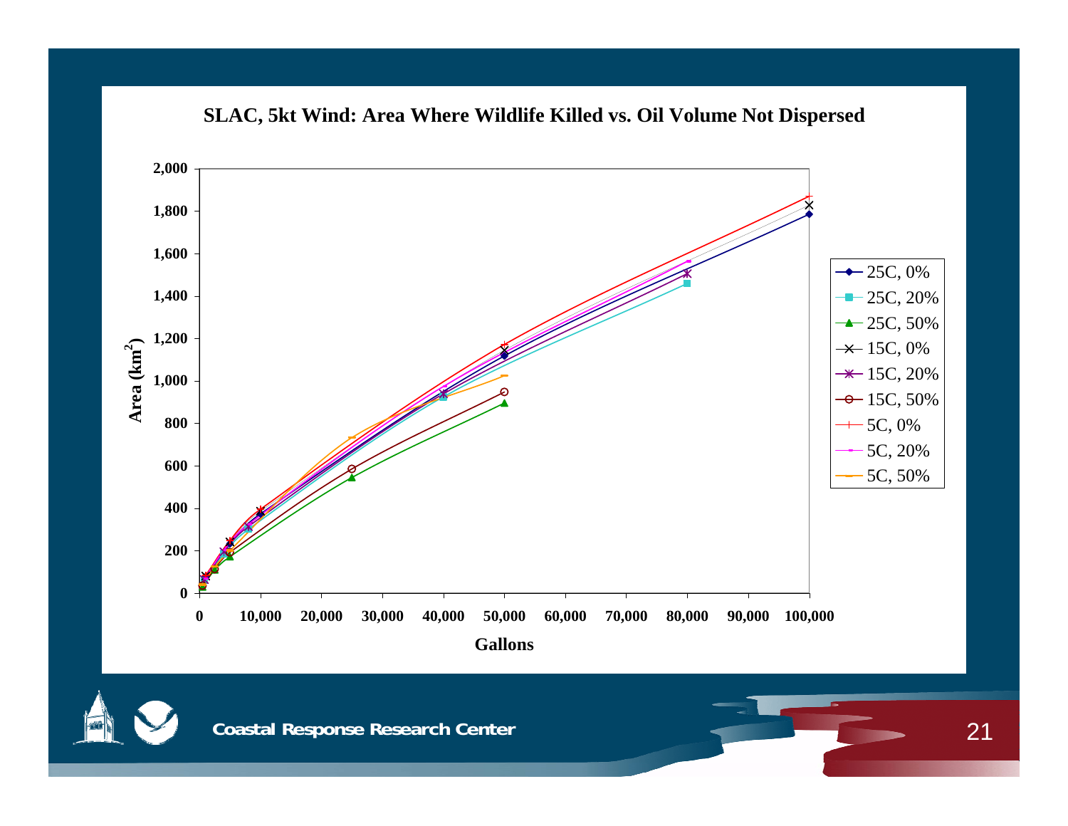## SLAC, 5kt Wind: Area Where Wildlife Killed vs. Oil Volume Not Dispersed

Area ($km^2$)

Gallons

- 25C, 0%
- 25C, 20%
- 25C, 50%
- 15C, 0%
- 15C, 20%
- 15C, 50%
- 5C, 0%
- 5C, 20%
- 5C, 50%

Coastal Response Research Center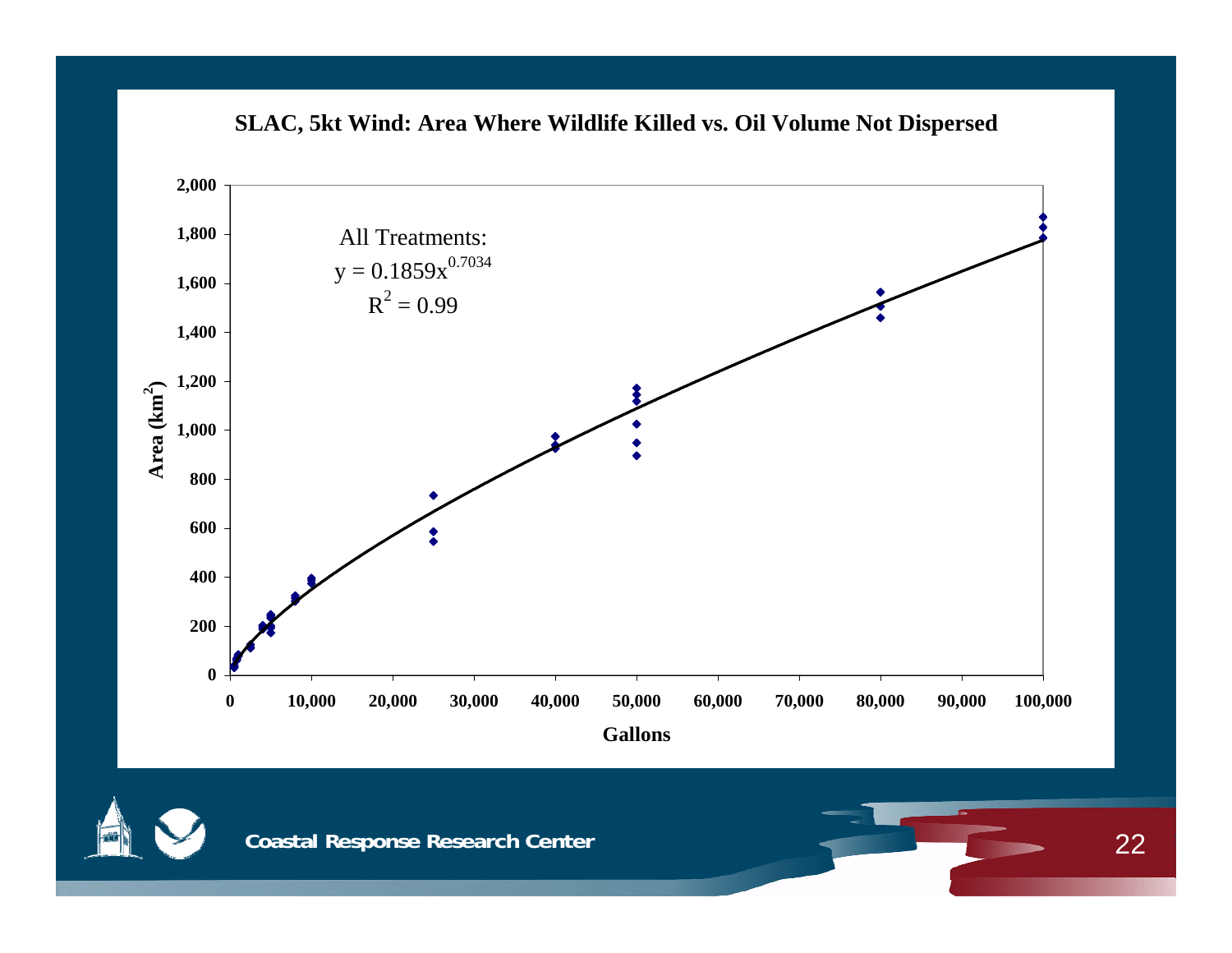## SLAC, 5kt Wind: Area Where Wildlife Killed vs. Oil Volume Not Dispersed

All Treatments:

$$y = 0.1859x^{0.7034}$$

$$R^2 = 0.99$$

Area ($km^2$) vs. Gallons

**Coastal Response Research Center**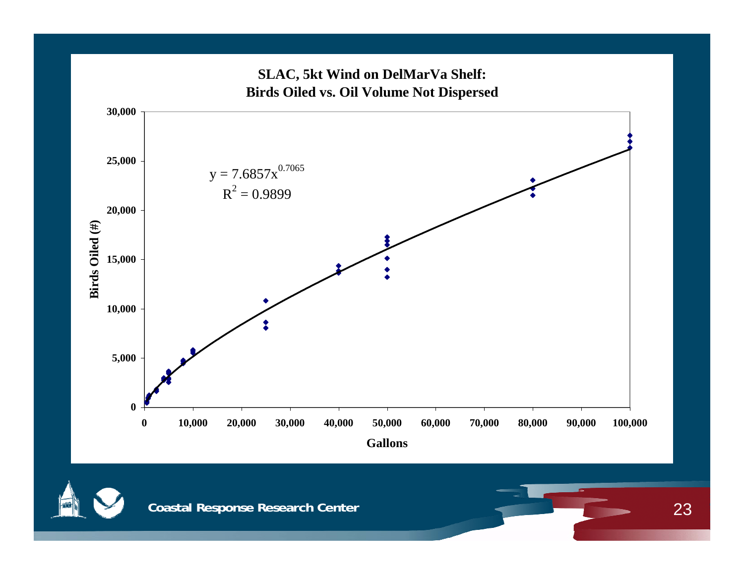## SLAC, 5kt Wind on DelMarVa Shelf: Birds Oiled vs. Oil Volume Not Dispersed

$$y = 7.6857x^{0.7065}$$

$$R^2 = 0.9899$$

Birds Oiled (#)

Gallons

Coastal Response Research Center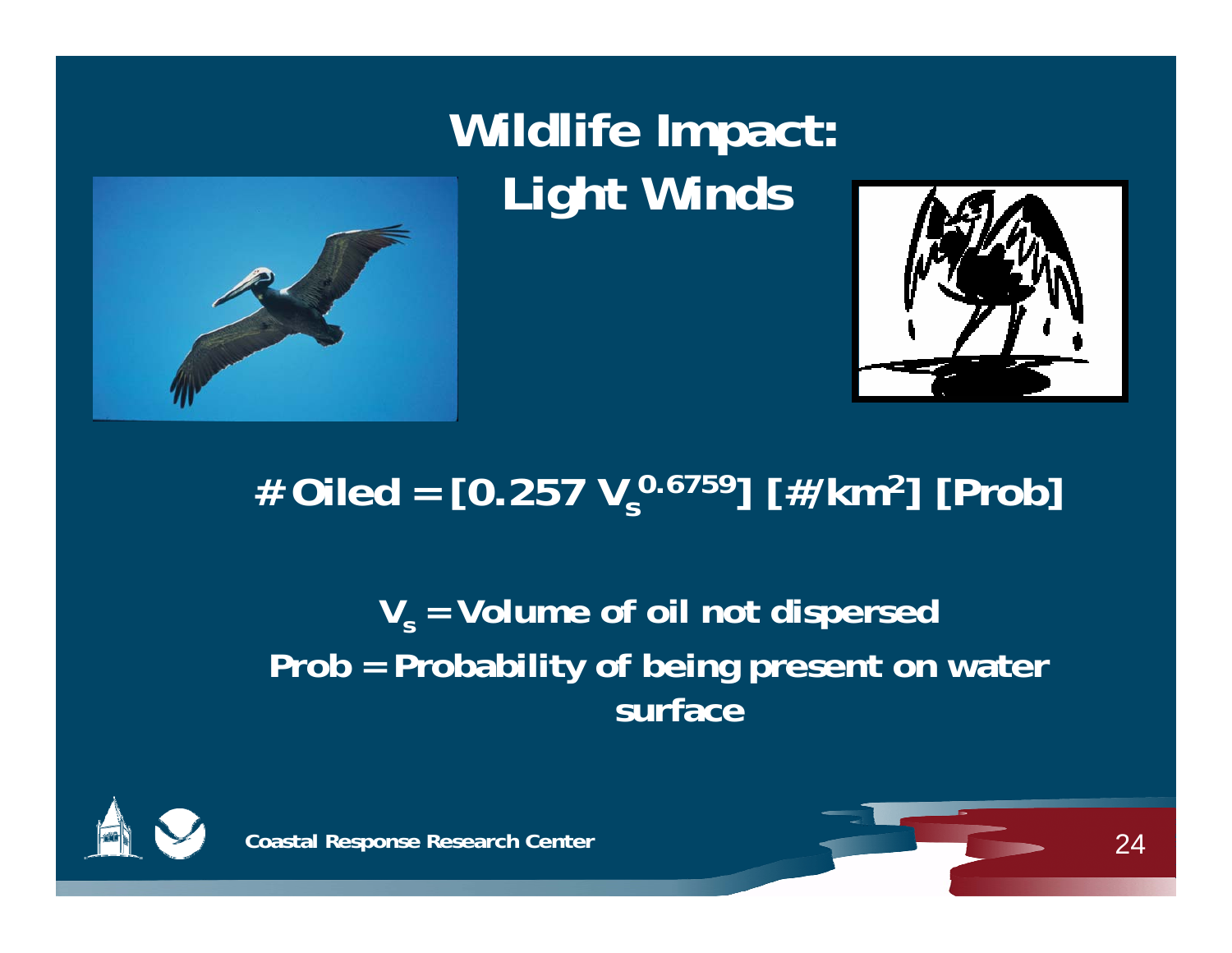# Wildlife Impact: Light Winds

$$\#\ \text{Oiled} = [0.257\ V_s^{0.6759}]\ [\#/\text{km}^2]\ [\text{Prob}]$$

**$V_s$ = Volume of oil not dispersed**

**Prob = Probability of being present on water surface**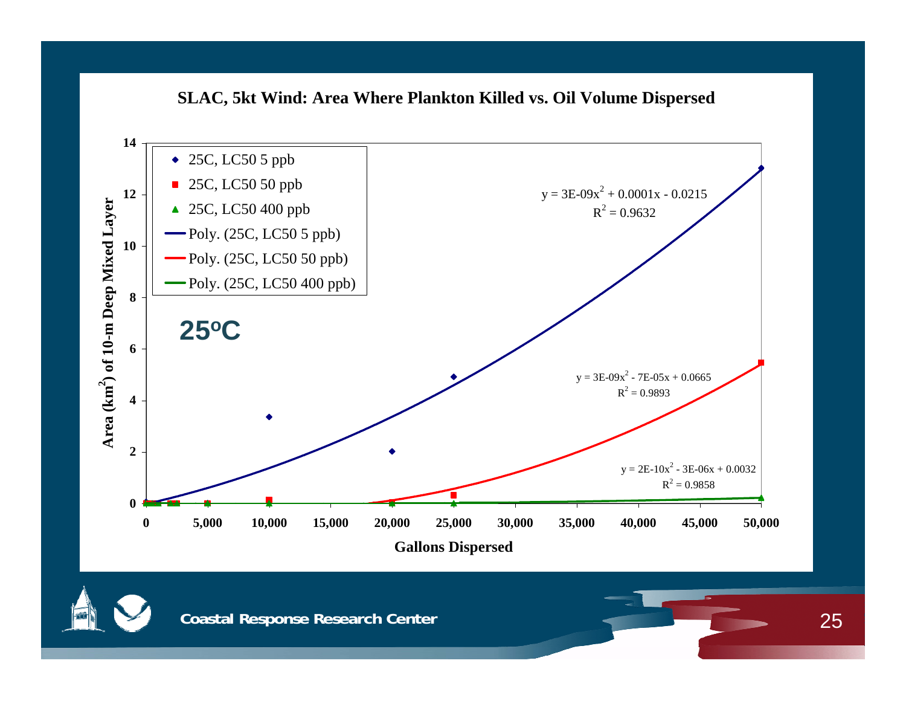## SLAC, 5kt Wind: Area Where Plankton Killed vs. Oil Volume Dispersed

**25°C**

Legend:
- 25C, LC50 5 ppb
- 25C, LC50 50 ppb
- 25C, LC50 400 ppb
- Poly. (25C, LC50 5 ppb)
- Poly. (25C, LC50 50 ppb)
- Poly. (25C, LC50 400 ppb)

Trendline equations:
- $y = 3E\text{-}09x^2 + 0.0001x - 0.0215$, $R^2 = 0.9632$
- $y = 3E\text{-}09x^2 - 7E\text{-}05x + 0.0665$, $R^2 = 0.9893$
- $y = 2E\text{-}10x^2 - 3E\text{-}06x + 0.0032$, $R^2 = 0.9858$

Y-axis: Area ($km^2$) of 10-m Deep Mixed Layer (0–14)

X-axis: Gallons Dispersed (0–50,000)

Coastal Response Research Center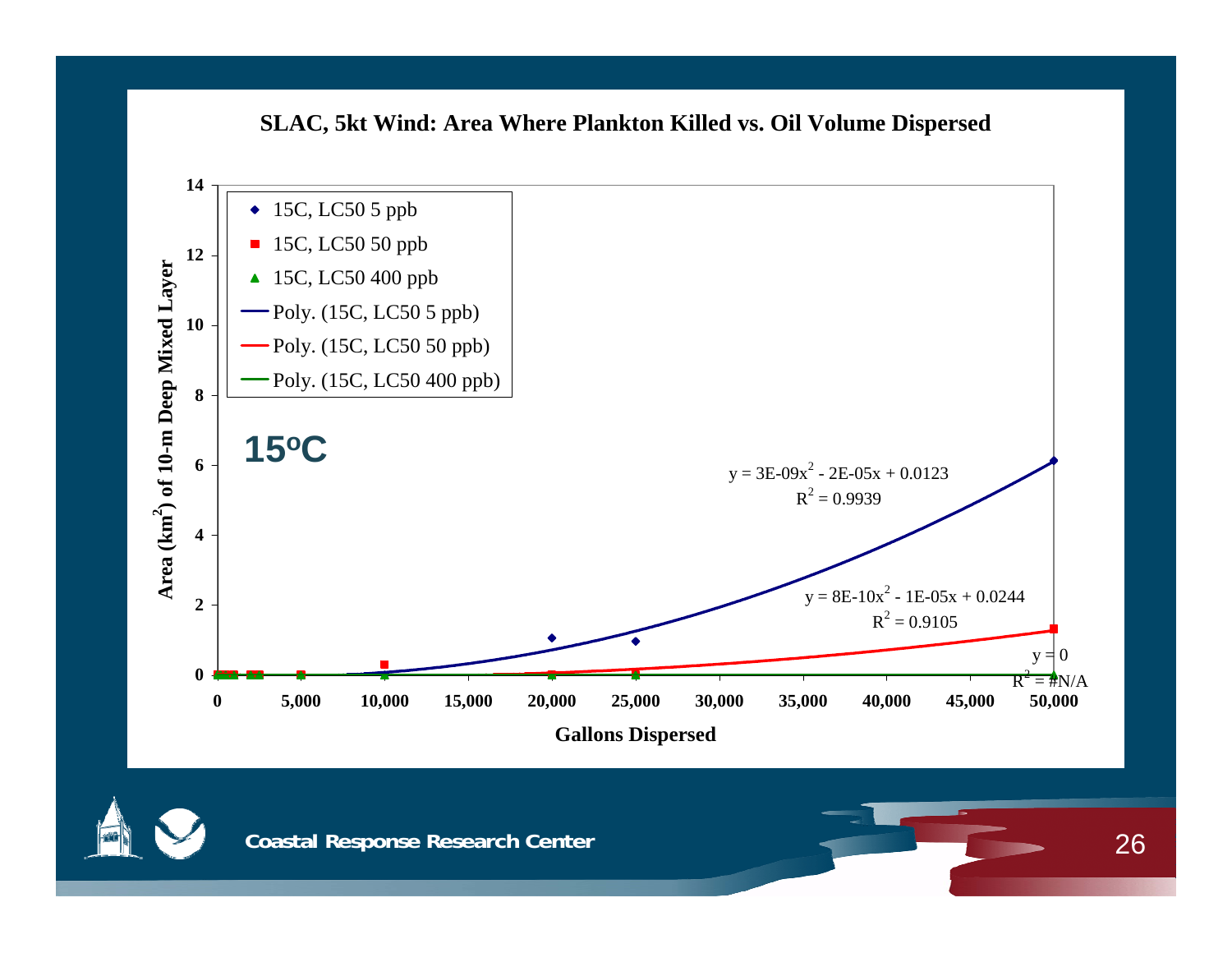## SLAC, 5kt Wind: Area Where Plankton Killed vs. Oil Volume Dispersed

**15°C**

Legend:
- 15C, LC50 5 ppb
- 15C, LC50 50 ppb
- 15C, LC50 400 ppb
- Poly. (15C, LC50 5 ppb)
- Poly. (15C, LC50 50 ppb)
- Poly. (15C, LC50 400 ppb)

$y = 3E\text{-}09x^2 - 2E\text{-}05x + 0.0123$
$R^2 = 0.9939$

$y = 8E\text{-}10x^2 - 1E\text{-}05x + 0.0244$
$R^2 = 0.9105$

$y = 0$
$R^2 = \#N/A$

Y-axis: Area ($km^2$) of 10-m Deep Mixed Layer (0–14)

X-axis: Gallons Dispersed (0–50,000)

Coastal Response Research Center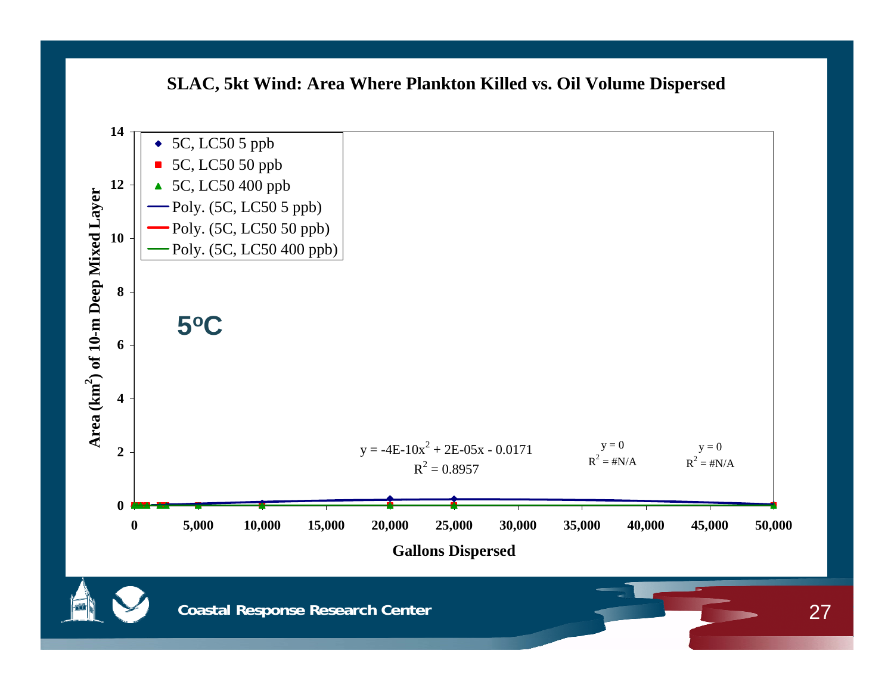## SLAC, 5kt Wind: Area Where Plankton Killed vs. Oil Volume Dispersed

**5°C**

Legend:
- 5C, LC50 5 ppb
- 5C, LC50 50 ppb
- 5C, LC50 400 ppb
- Poly. (5C, LC50 5 ppb)
- Poly. (5C, LC50 50 ppb)
- Poly. (5C, LC50 400 ppb)

$y = -4E\text{-}10x^2 + 2E\text{-}05x - 0.0171$
$R^2 = 0.8957$

$y = 0$
$R^2 = \#N/A$

$y = 0$
$R^2 = \#N/A$

Y-axis: Area ($km^2$) of 10-m Deep Mixed Layer (0–14)

X-axis: Gallons Dispersed (0–50,000)

Coastal Response Research Center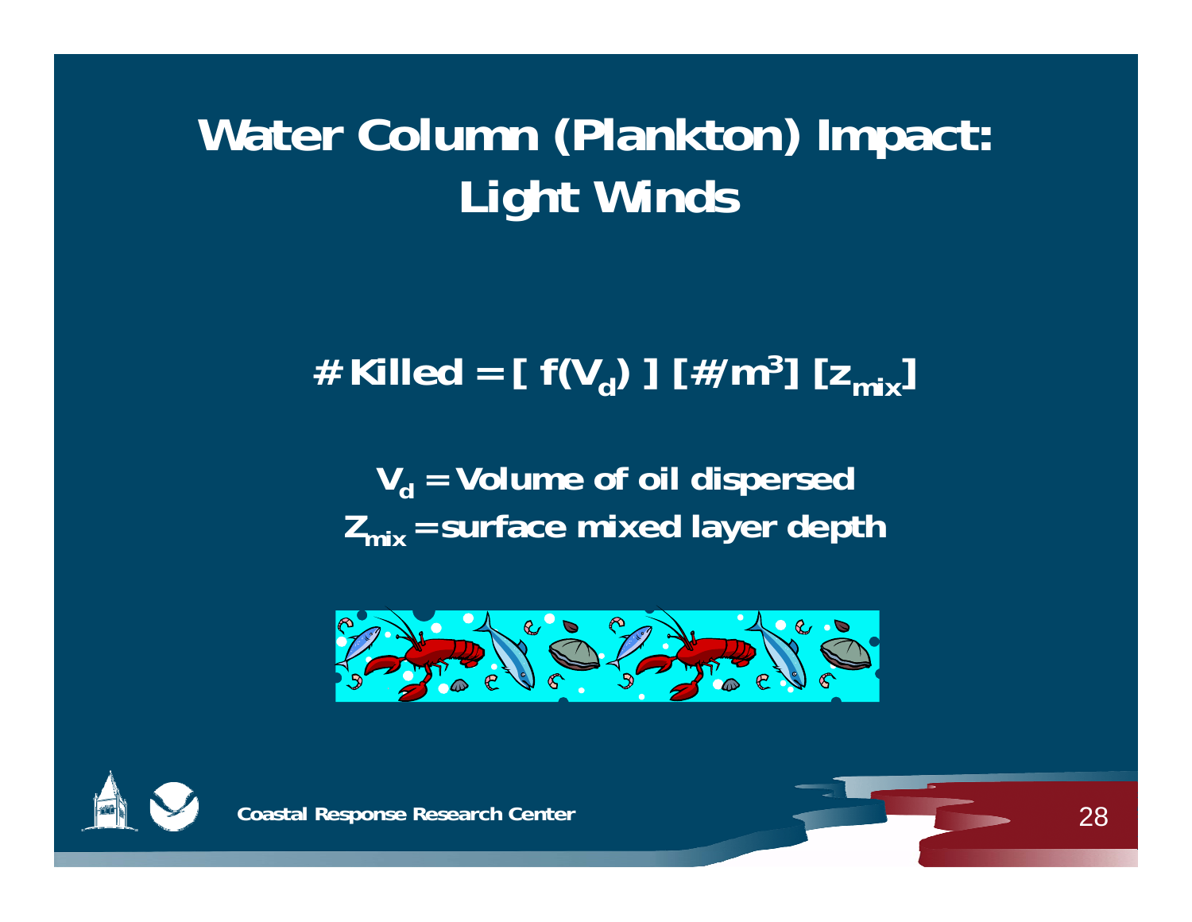# Water Column (Plankton) Impact: Light Winds

$$\# \text{ Killed} = [\, f(V_d) \,]\, [\#/m^3]\, [z_{mix}]$$

$V_d$ = Volume of oil dispersed

$Z_{mix}$ = surface mixed layer depth

Coastal Response Research Center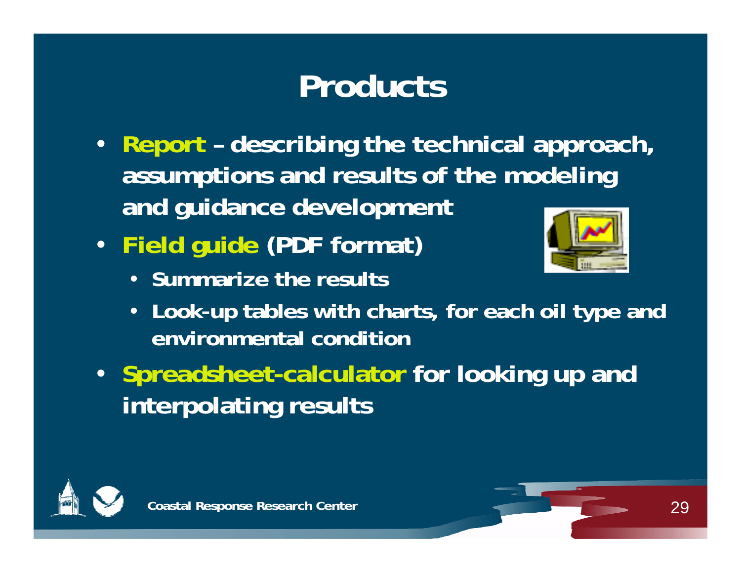# Products

- **Report** – describing the technical approach, assumptions and results of the modeling and guidance development
- **Field guide** (PDF format)
  - Summarize the results
  - Look-up tables with charts, for each oil type and environmental condition
- **Spreadsheet-calculator** for looking up and interpolating results

Coastal Response Research Center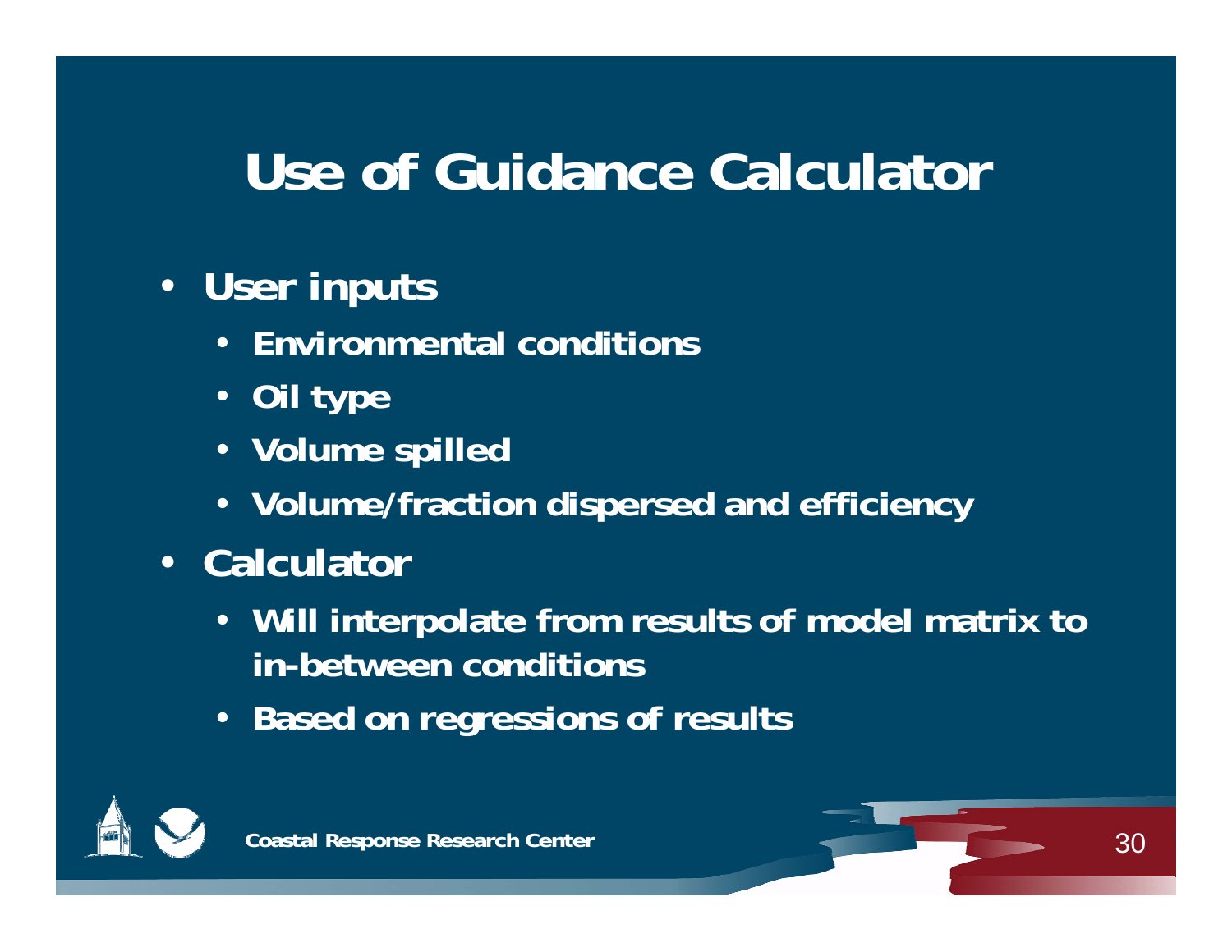# Use of Guidance Calculator

- **User inputs**
  - **Environmental conditions**
  - **Oil type**
  - **Volume spilled**
  - **Volume/fraction dispersed and efficiency**
- **Calculator**
  - **Will interpolate from results of model matrix to in-between conditions**
  - **Based on regressions of results**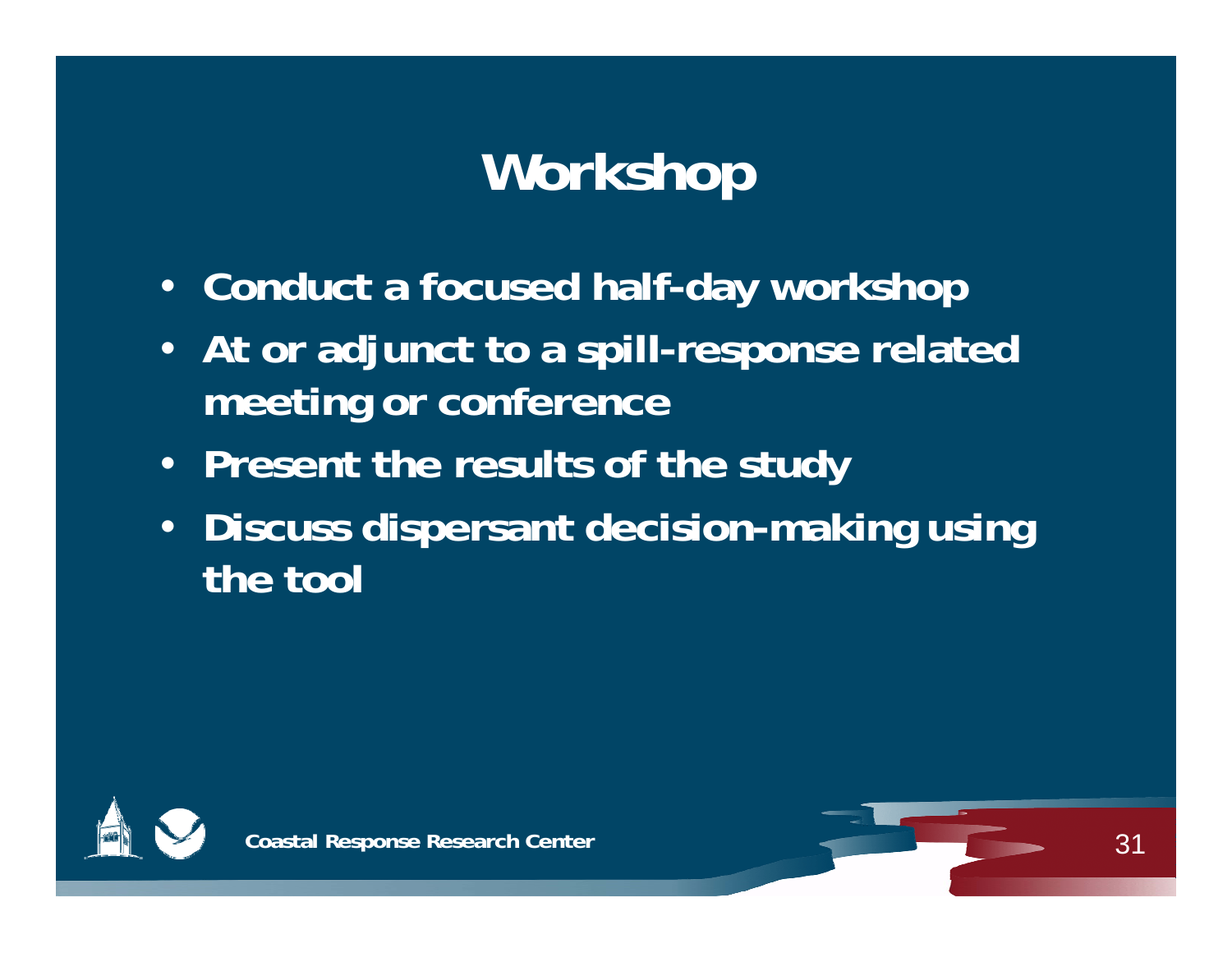# Workshop

- Conduct a focused half-day workshop
- At or adjunct to a spill-response related meeting or conference
- Present the results of the study
- Discuss dispersant decision-making using the tool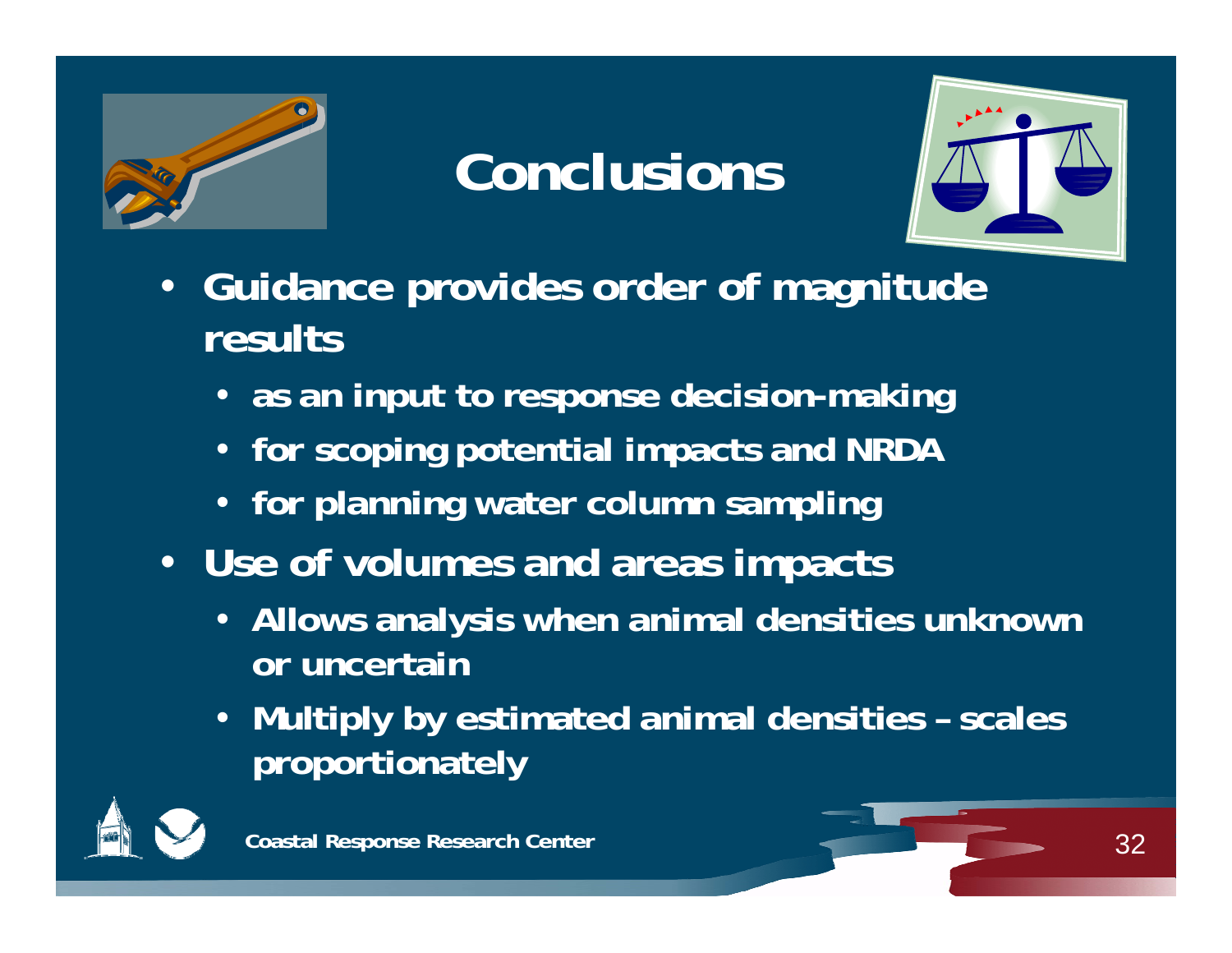# Conclusions

- **Guidance provides order of magnitude results**
  - **as an input to response decision-making**
  - **for scoping potential impacts and NRDA**
  - **for planning water column sampling**
- **Use of volumes and areas impacts**
  - **Allows analysis when animal densities unknown or uncertain**
  - **Multiply by estimated animal densities – scales proportionately**

**Coastal Response Research Center**